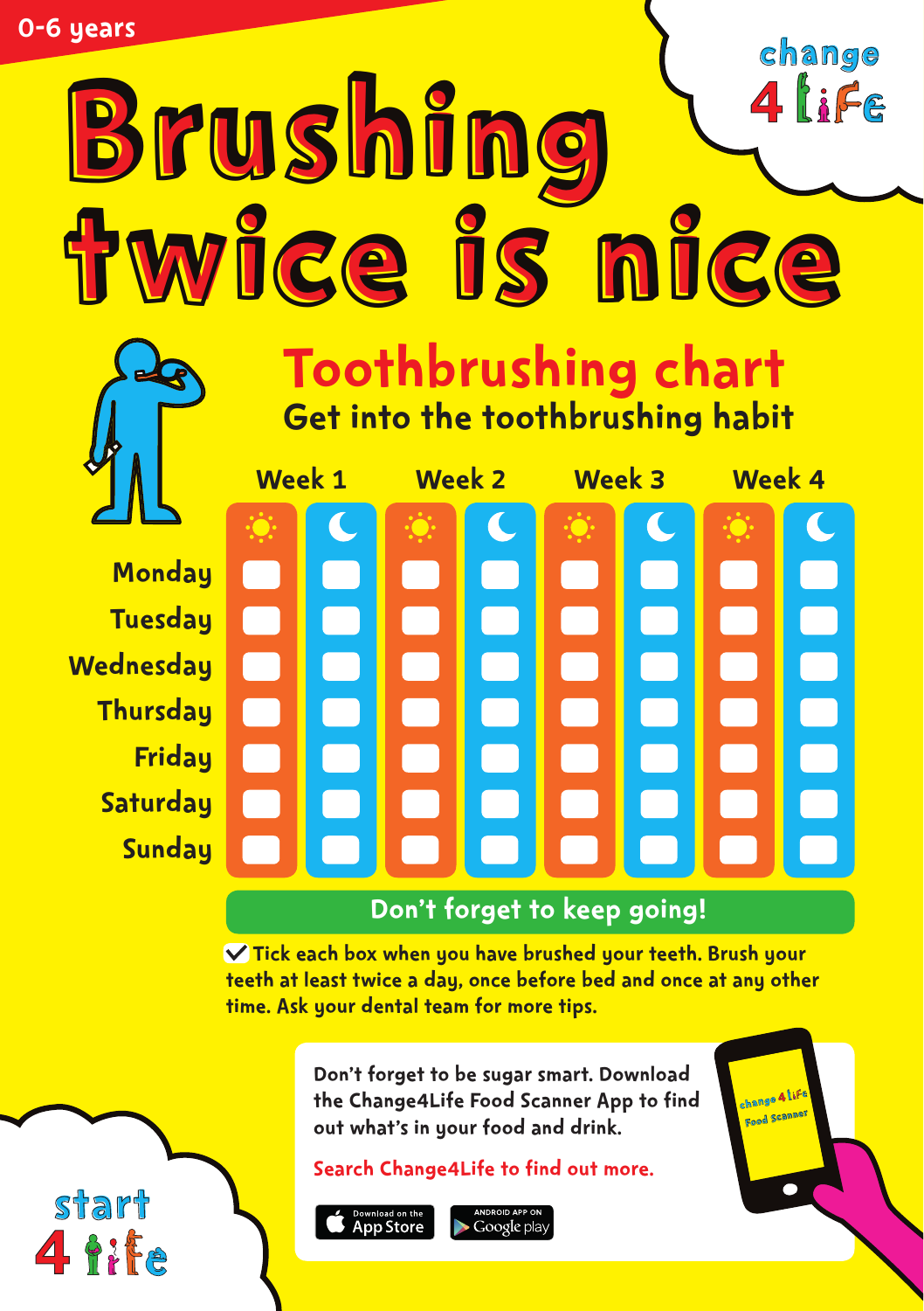0-6 years

change 4 Life

# Brushing twice is nice

## Toothbrushing chart

### Get into the toothbrushing habit

| | Week 1 | | Week 2 | | Week 3 | | Week 4 | |
|---|---|---|---|---|---|---|---|---|
| | ☀ | ☾ | ☀ | ☾ | ☀ | ☾ | ☀ | ☾ |
| Monday | | | | | | | | |
| Tuesday | | | | | | | | |
| Wednesday | | | | | | | | |
| Thursday | | | | | | | | |
| Friday | | | | | | | | |
| Saturday | | | | | | | | |
| Sunday | | | | | | | | |

**Don't forget to keep going!**

✓ Tick each box when you have brushed your teeth. Brush your teeth at least twice a day, once before bed and once at any other time. Ask your dental team for more tips.

Don't forget to be sugar smart. Download the Change4Life Food Scanner App to find out what's in your food and drink.

Search Change4Life to find out more.

Download on the App Store

ANDROID APP ON Google play

start 4 life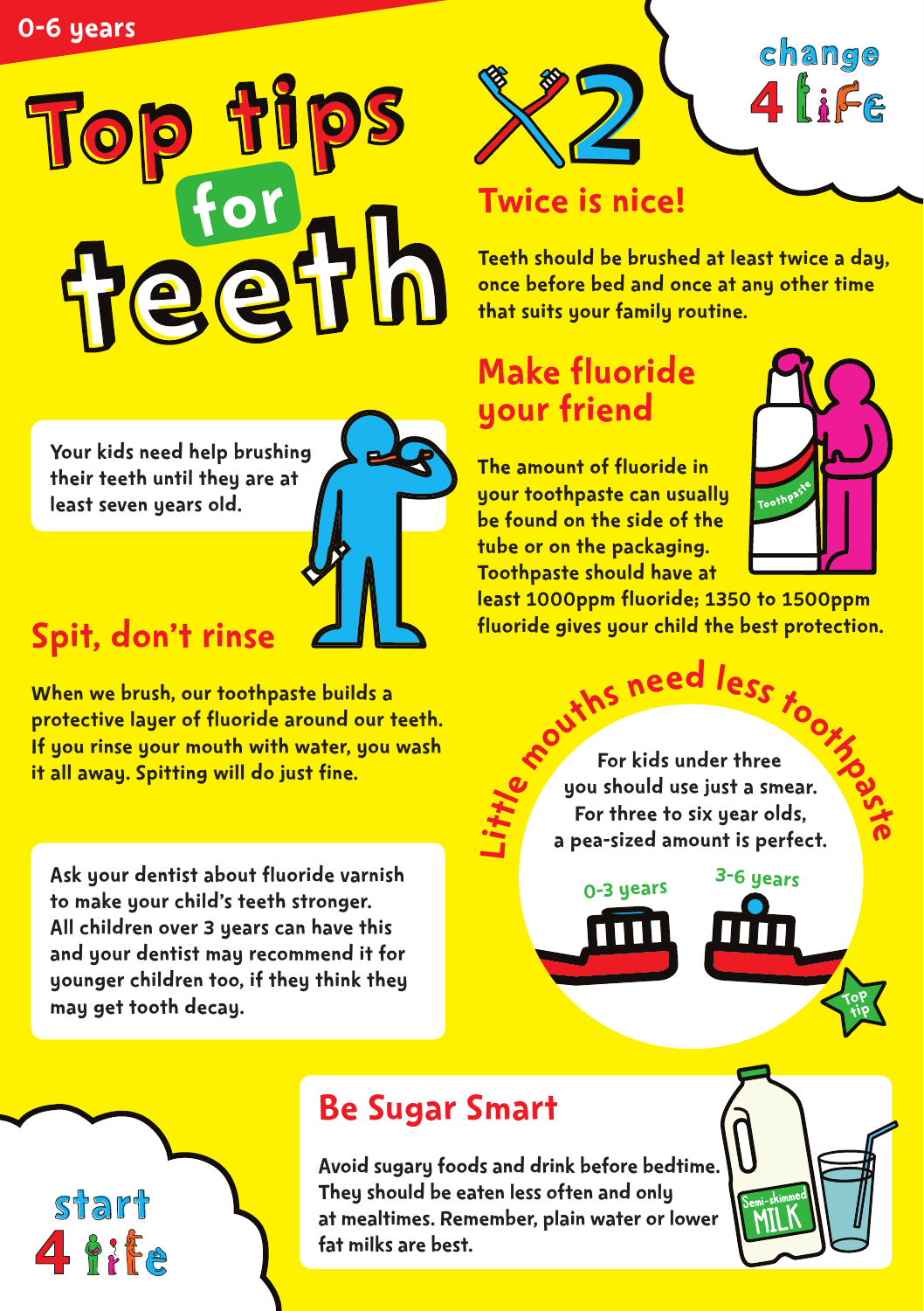0-6 years

# Top tips for teeth

change 4 life

## Twice is nice!

x2

Teeth should be brushed at least twice a day, once before bed and once at any other time that suits your family routine.

Your kids need help brushing their teeth until they are at least seven years old.

## Make fluoride your friend

The amount of fluoride in your toothpaste can usually be found on the side of the tube or on the packaging. Toothpaste should have at least 1000ppm fluoride; 1350 to 1500ppm fluoride gives your child the best protection.

## Spit, don't rinse

When we brush, our toothpaste builds a protective layer of fluoride around our teeth. If you rinse your mouth with water, you wash it all away. Spitting will do just fine.

## Little mouths need less toothpaste

For kids under three you should use just a smear. For three to six year olds, a pea-sized amount is perfect.

0-3 years

3-6 years

Top tip

Ask your dentist about fluoride varnish to make your child's teeth stronger. All children over 3 years can have this and your dentist may recommend it for younger children too, if they think they may get tooth decay.

## Be Sugar Smart

Avoid sugary foods and drink before bedtime. They should be eaten less often and only at mealtimes. Remember, plain water or lower fat milks are best.

start 4 life